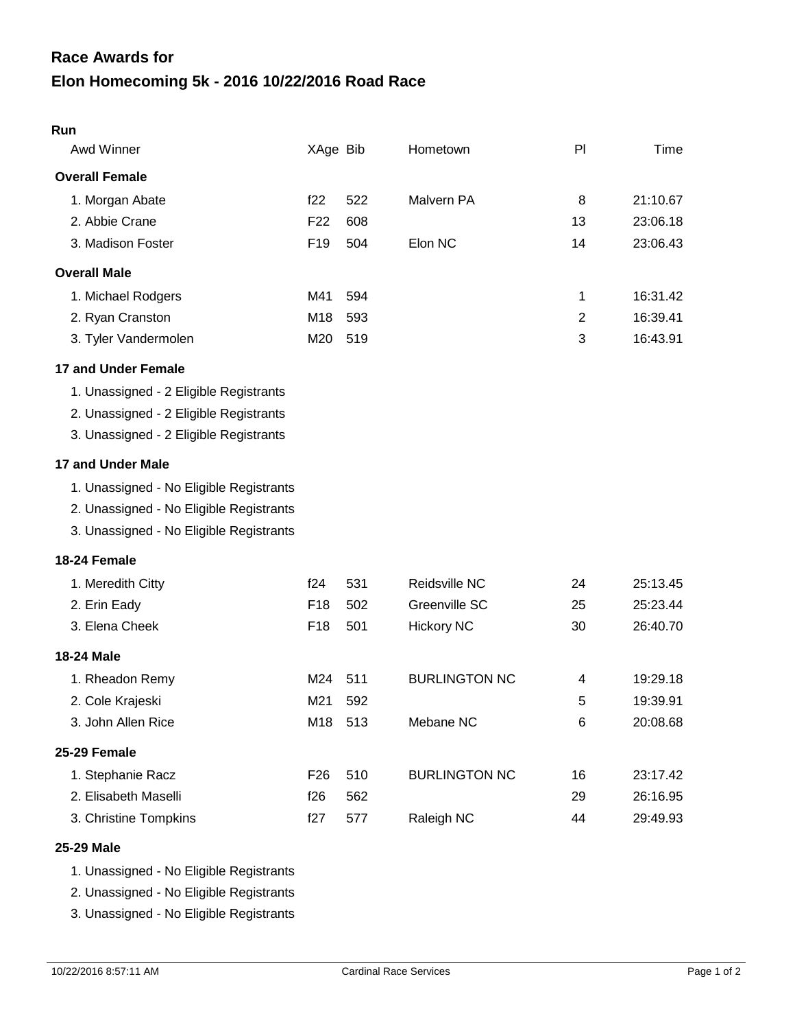# Race Awards for

# Elon Homecoming 5k - 2016 10/22/2016 Road Race

**Run**

| Awd Winner | XAge | Bib | Hometown | Pl | Time |
|---|---|---|---|---|---|
| **Overall Female** | | | | | |
| 1. Morgan Abate | f22 | 522 | Malvern PA | 8 | 21:10.67 |
| 2. Abbie Crane | F22 | 608 | | 13 | 23:06.18 |
| 3. Madison Foster | F19 | 504 | Elon NC | 14 | 23:06.43 |
| **Overall Male** | | | | | |
| 1. Michael Rodgers | M41 | 594 | | 1 | 16:31.42 |
| 2. Ryan Cranston | M18 | 593 | | 2 | 16:39.41 |
| 3. Tyler Vandermolen | M20 | 519 | | 3 | 16:43.91 |
| **17 and Under Female** | | | | | |
| 1. Unassigned - 2 Eligible Registrants | | | | | |
| 2. Unassigned - 2 Eligible Registrants | | | | | |
| 3. Unassigned - 2 Eligible Registrants | | | | | |
| **17 and Under Male** | | | | | |
| 1. Unassigned - No Eligible Registrants | | | | | |
| 2. Unassigned - No Eligible Registrants | | | | | |
| 3. Unassigned - No Eligible Registrants | | | | | |
| **18-24 Female** | | | | | |
| 1. Meredith Citty | f24 | 531 | Reidsville NC | 24 | 25:13.45 |
| 2. Erin Eady | F18 | 502 | Greenville SC | 25 | 25:23.44 |
| 3. Elena Cheek | F18 | 501 | Hickory NC | 30 | 26:40.70 |
| **18-24 Male** | | | | | |
| 1. Rheadon Remy | M24 | 511 | BURLINGTON NC | 4 | 19:29.18 |
| 2. Cole Krajeski | M21 | 592 | | 5 | 19:39.91 |
| 3. John Allen Rice | M18 | 513 | Mebane NC | 6 | 20:08.68 |
| **25-29 Female** | | | | | |
| 1. Stephanie Racz | F26 | 510 | BURLINGTON NC | 16 | 23:17.42 |
| 2. Elisabeth Maselli | f26 | 562 | | 29 | 26:16.95 |
| 3. Christine Tompkins | f27 | 577 | Raleigh NC | 44 | 29:49.93 |
| **25-29 Male** | | | | | |
| 1. Unassigned - No Eligible Registrants | | | | | |
| 2. Unassigned - No Eligible Registrants | | | | | |
| 3. Unassigned - No Eligible Registrants | | | | | |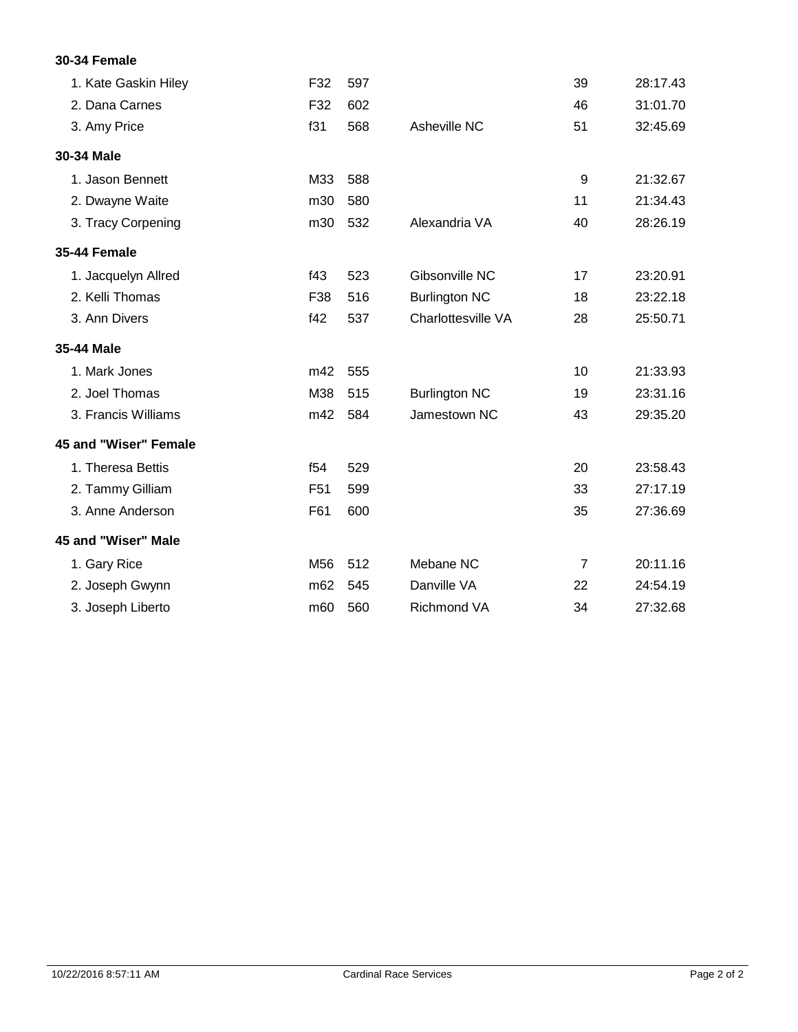**30-34 Female**

| | | | | | |
|---|---|---|---|---|---|
| 1. Kate Gaskin Hiley | F32 | 597 | | 39 | 28:17.43 |
| 2. Dana Carnes | F32 | 602 | | 46 | 31:01.70 |
| 3. Amy Price | f31 | 568 | Asheville NC | 51 | 32:45.69 |

**30-34 Male**

| | | | | | |
|---|---|---|---|---|---|
| 1. Jason Bennett | M33 | 588 | | 9 | 21:32.67 |
| 2. Dwayne Waite | m30 | 580 | | 11 | 21:34.43 |
| 3. Tracy Corpening | m30 | 532 | Alexandria VA | 40 | 28:26.19 |

**35-44 Female**

| | | | | | |
|---|---|---|---|---|---|
| 1. Jacquelyn Allred | f43 | 523 | Gibsonville NC | 17 | 23:20.91 |
| 2. Kelli Thomas | F38 | 516 | Burlington NC | 18 | 23:22.18 |
| 3. Ann Divers | f42 | 537 | Charlottesville VA | 28 | 25:50.71 |

**35-44 Male**

| | | | | | |
|---|---|---|---|---|---|
| 1. Mark Jones | m42 | 555 | | 10 | 21:33.93 |
| 2. Joel Thomas | M38 | 515 | Burlington NC | 19 | 23:31.16 |
| 3. Francis Williams | m42 | 584 | Jamestown NC | 43 | 29:35.20 |

**45 and "Wiser" Female**

| | | | | | |
|---|---|---|---|---|---|
| 1. Theresa Bettis | f54 | 529 | | 20 | 23:58.43 |
| 2. Tammy Gilliam | F51 | 599 | | 33 | 27:17.19 |
| 3. Anne Anderson | F61 | 600 | | 35 | 27:36.69 |

**45 and "Wiser" Male**

| | | | | | |
|---|---|---|---|---|---|
| 1. Gary Rice | M56 | 512 | Mebane NC | 7 | 20:11.16 |
| 2. Joseph Gwynn | m62 | 545 | Danville VA | 22 | 24:54.19 |
| 3. Joseph Liberto | m60 | 560 | Richmond VA | 34 | 27:32.68 |